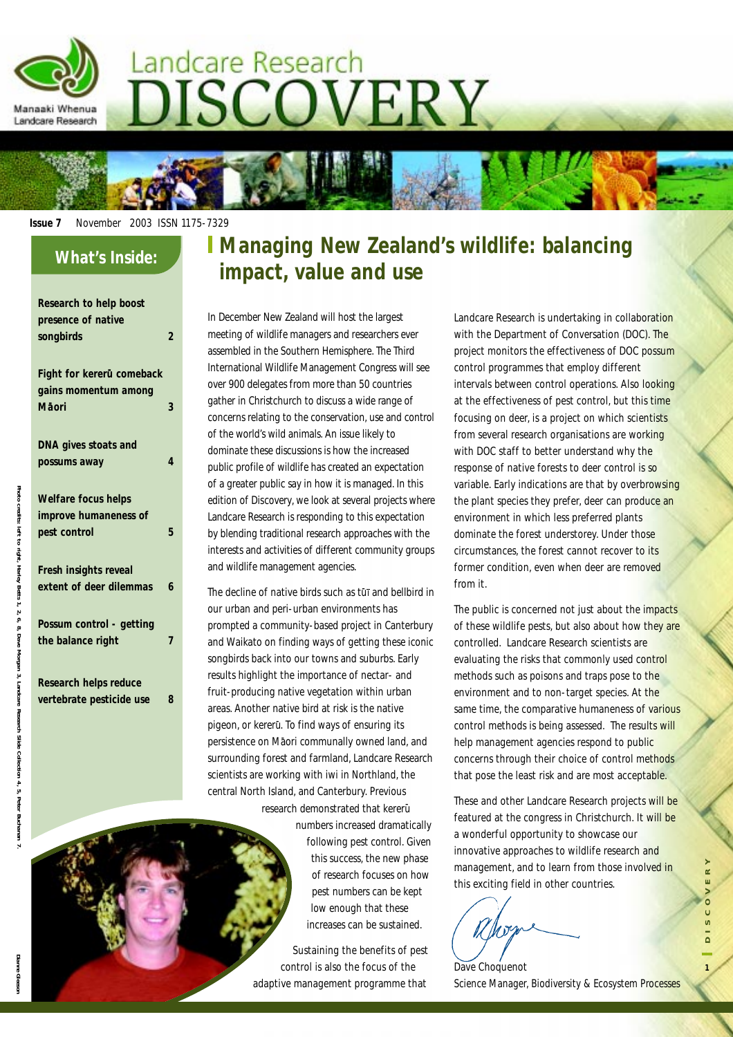# Landcare Research DISCOVERY

Manaaki Whenua Landcare Research

**Issue 7** November 2003 ISSN 1175-7329

## What's Inside:

| | |
|---|---|
| **Research to help boost presence of native songbirds** | **2** |
| **Fight for kererū comeback gains momentum among Māori** | **3** |
| **DNA gives stoats and possums away** | **4** |
| **Welfare focus helps improve humaneness of pest control** | **5** |
| **Fresh insights reveal extent of deer dilemmas** | **6** |
| **Possum control - getting the balance right** | **7** |
| **Research helps reduce vertebrate pesticide use** | **8** |

Photo credits: left to right: Harley Betts 1, 2, 6, 8, Dave Morgan 3, Landcare Research Slide Collection 4, 5, Peter Buchanan 7.

# Managing New Zealand's wildlife: balancing impact, value and use

In December New Zealand will host the largest meeting of wildlife managers and researchers ever assembled in the Southern Hemisphere. The Third International Wildlife Management Congress will see over 900 delegates from more than 50 countries gather in Christchurch to discuss a wide range of concerns relating to the conservation, use and control of the world's wild animals. An issue likely to dominate these discussions is how the increased public profile of wildlife has created an expectation of a greater public say in how it is managed. In this edition of Discovery, we look at several projects where Landcare Research is responding to this expectation by blending traditional research approaches with the interests and activities of different community groups and wildlife management agencies.

The decline of native birds such as tūī and bellbird in our urban and peri-urban environments has prompted a community-based project in Canterbury and Waikato on finding ways of getting these iconic songbirds back into our towns and suburbs. Early results highlight the importance of nectar- and fruit-producing native vegetation within urban areas. Another native bird at risk is the native pigeon, or kererū. To find ways of ensuring its persistence on Māori communally owned land, and surrounding forest and farmland, Landcare Research scientists are working with iwi in Northland, the central North Island, and Canterbury. Previous research demonstrated that kererū numbers increased dramatically following pest control. Given this success, the new phase of research focuses on how pest numbers can be kept low enough that these increases can be sustained.

Sustaining the benefits of pest control is also the focus of the adaptive management programme that Landcare Research is undertaking in collaboration with the Department of Conservation (DOC). The project monitors the effectiveness of DOC possum control programmes that employ different intervals between control operations. Also looking at the effectiveness of pest control, but this time focusing on deer, is a project on which scientists from several research organisations are working with DOC staff to better understand why the response of native forests to deer control is so variable. Early indications are that by overbrowsing the plant species they prefer, deer can produce an environment in which less preferred plants dominate the forest understorey. Under those circumstances, the forest cannot recover to its former condition, even when deer are removed from it.

The public is concerned not just about the impacts of these wildlife pests, but also about how they are controlled. Landcare Research scientists are evaluating the risks that commonly used control methods such as poisons and traps pose to the environment and to non-target species. At the same time, the comparative humaneness of various control methods is being assessed. The results will help management agencies respond to public concerns through their choice of control methods that pose the least risk and are most acceptable.

These and other Landcare Research projects will be featured at the congress in Christchurch. It will be a wonderful opportunity to showcase our innovative approaches to wildlife research and management, and to learn from those involved in this exciting field in other countries.

Dave Choquenot
Science Manager, Biodiversity & Ecosystem Processes

Diane Gleeson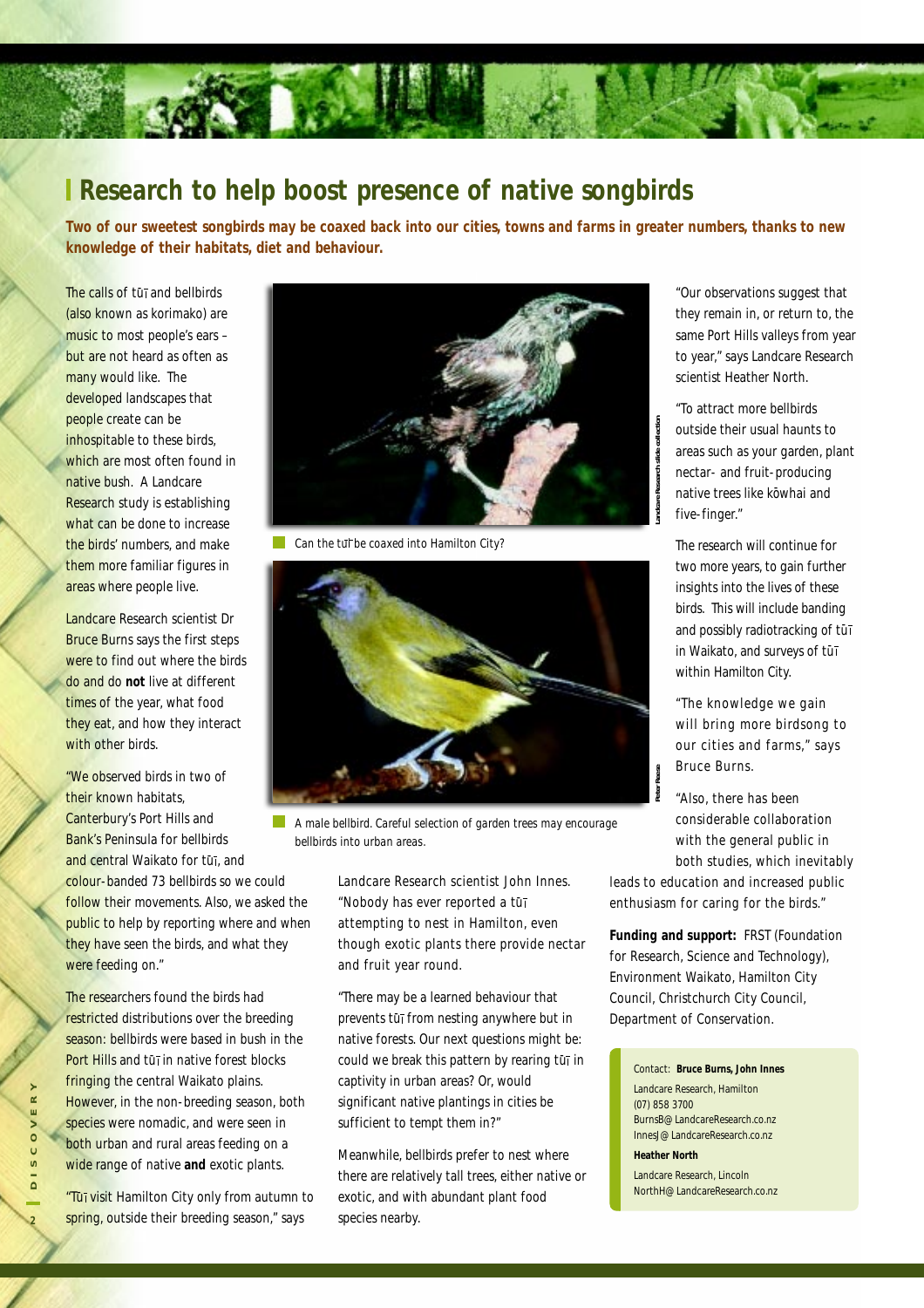# Research to help boost presence of native songbirds

**Two of our sweetest songbirds may be coaxed back into our cities, towns and farms in greater numbers, thanks to new knowledge of their habitats, diet and behaviour.**

The calls of tūī and bellbirds (also known as korimako) are music to most people's ears – but are not heard as often as many would like. The developed landscapes that people create can be inhospitable to these birds, which are most often found in native bush. A Landcare Research study is establishing what can be done to increase the birds' numbers, and make them more familiar figures in areas where people live.

Landcare Research scientist Dr Bruce Burns says the first steps were to find out where the birds do and do **not** live at different times of the year, what food they eat, and how they interact with other birds.

"We observed birds in two of their known habitats, Canterbury's Port Hills and Bank's Peninsula for bellbirds and central Waikato for tūī, and colour-banded 73 bellbirds so we could follow their movements. Also, we asked the public to help by reporting where and when they have seen the birds, and what they were feeding on."

The researchers found the birds had restricted distributions over the breeding season: bellbirds were based in bush in the Port Hills and tūī in native forest blocks fringing the central Waikato plains. However, in the non-breeding season, both species were nomadic, and were seen in both urban and rural areas feeding on a wide range of native **and** exotic plants.

"Tūī visit Hamilton City only from autumn to spring, outside their breeding season," says Landcare Research scientist John Innes. "Nobody has ever reported a tūī attempting to nest in Hamilton, even though exotic plants there provide nectar and fruit year round.

"There may be a learned behaviour that prevents tūī from nesting anywhere but in native forests. Our next questions might be: could we break this pattern by rearing tūī in captivity in urban areas? Or, would significant native plantings in cities be sufficient to tempt them in?"

Meanwhile, bellbirds prefer to nest where there are relatively tall trees, either native or exotic, and with abundant plant food species nearby.

Can the tūī be coaxed into Hamilton City?

A male bellbird. Careful selection of garden trees may encourage bellbirds into urban areas.

"Our observations suggest that they remain in, or return to, the same Port Hills valleys from year to year," says Landcare Research scientist Heather North.

"To attract more bellbirds outside their usual haunts to areas such as your garden, plant nectar- and fruit-producing native trees like kōwhai and five-finger."

The research will continue for two more years, to gain further insights into the lives of these birds. This will include banding and possibly radiotracking of tūī in Waikato, and surveys of tūī within Hamilton City.

"The knowledge we gain will bring more birdsong to our cities and farms," says Bruce Burns.

"Also, there has been considerable collaboration with the general public in both studies, which inevitably leads to education and increased public enthusiasm for caring for the birds."

**Funding and support:** FRST (Foundation for Research, Science and Technology), Environment Waikato, Hamilton City Council, Christchurch City Council, Department of Conservation.

Contact: **Bruce Burns, John Innes**
Landcare Research, Hamilton
(07) 858 3700
BurnsB@LandcareResearch.co.nz
InnesJ@LandcareResearch.co.nz

**Heather North**
Landcare Research, Lincoln
NorthH@LandcareResearch.co.nz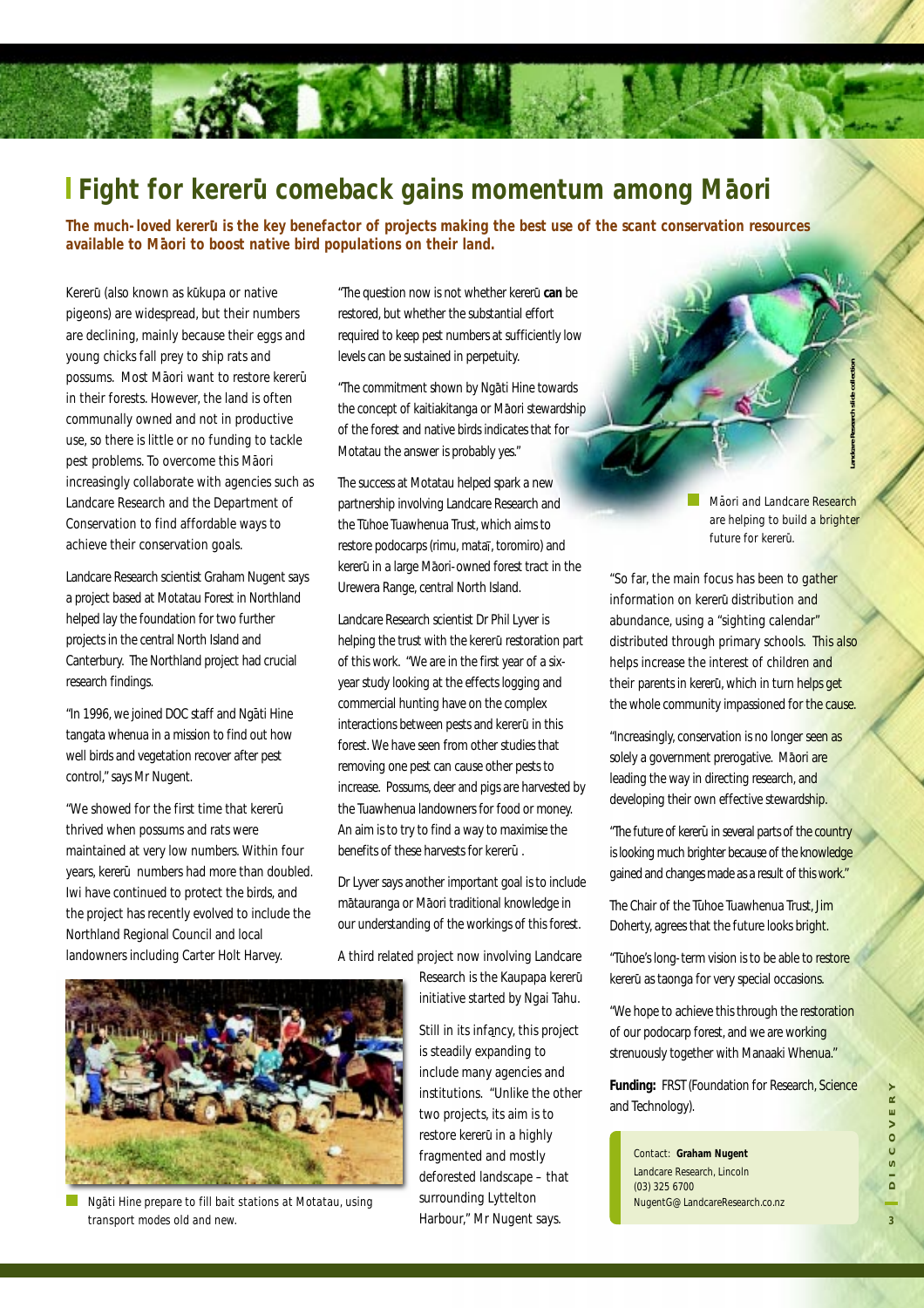# Fight for kererū comeback gains momentum among Māori

**The much-loved kererū is the key benefactor of projects making the best use of the scant conservation resources available to Māori to boost native bird populations on their land.**

Kererū (also known as kūkupa or native pigeons) are widespread, but their numbers are declining, mainly because their eggs and young chicks fall prey to ship rats and possums. Most Māori want to restore kererū in their forests. However, the land is often communally owned and not in productive use, so there is little or no funding to tackle pest problems. To overcome this Māori increasingly collaborate with agencies such as Landcare Research and the Department of Conservation to find affordable ways to achieve their conservation goals.

Landcare Research scientist Graham Nugent says a project based at Motatau Forest in Northland helped lay the foundation for two further projects in the central North Island and Canterbury. The Northland project had crucial research findings.

"In 1996, we joined DOC staff and Ngāti Hine tangata whenua in a mission to find out how well birds and vegetation recover after pest control," says Mr Nugent.

"We showed for the first time that kererū thrived when possums and rats were maintained at very low numbers. Within four years, kererū numbers had more than doubled. Iwi have continued to protect the birds, and the project has recently evolved to include the Northland Regional Council and local landowners including Carter Holt Harvey.

Ngāti Hine prepare to fill bait stations at Motatau, using transport modes old and new.

"The question now is not whether kererū **can** be restored, but whether the substantial effort required to keep pest numbers at sufficiently low levels can be sustained in perpetuity.

"The commitment shown by Ngāti Hine towards the concept of kaitiakitanga or Māori stewardship of the forest and native birds indicates that for Motatau the answer is probably yes."

The success at Motatau helped spark a new partnership involving Landcare Research and the Tūhoe Tuawhenua Trust, which aims to restore podocarps (rimu, mataī, toromiro) and kererū in a large Māori-owned forest tract in the Urewera Range, central North Island.

Landcare Research scientist Dr Phil Lyver is helping the trust with the kererū restoration part of this work. "We are in the first year of a six-year study looking at the effects logging and commercial hunting have on the complex interactions between pests and kererū in this forest. We have seen from other studies that removing one pest can cause other pests to increase. Possums, deer and pigs are harvested by the Tuawhenua landowners for food or money. An aim is to try to find a way to maximise the benefits of these harvests for kererū .

Dr Lyver says another important goal is to include mātauranga or Māori traditional knowledge in our understanding of the workings of this forest.

A third related project now involving Landcare Research is the Kaupapa kererū initiative started by Ngai Tahu.

Still in its infancy, this project is steadily expanding to include many agencies and institutions. "Unlike the other two projects, its aim is to restore kererū in a highly fragmented and mostly deforested landscape – that surrounding Lyttelton Harbour," Mr Nugent says.

Landcare Research slide collection

Māori and Landcare Research are helping to build a brighter future for kererū.

"So far, the main focus has been to gather information on kererū distribution and abundance, using a "sighting calendar" distributed through primary schools. This also helps increase the interest of children and their parents in kererū, which in turn helps get the whole community impassioned for the cause.

"Increasingly, conservation is no longer seen as solely a government prerogative. Māori are leading the way in directing research, and developing their own effective stewardship.

"The future of kererū in several parts of the country is looking much brighter because of the knowledge gained and changes made as a result of this work."

The Chair of the Tūhoe Tuawhenua Trust, Jim Doherty, agrees that the future looks bright.

"Tūhoe's long-term vision is to be able to restore kererū as taonga for very special occasions.

"We hope to achieve this through the restoration of our podocarp forest, and we are working strenuously together with Manaaki Whenua."

**Funding:** FRST (Foundation for Research, Science and Technology).

Contact: **Graham Nugent**
Landcare Research, Lincoln
(03) 325 6700
NugentG@LandcareResearch.co.nz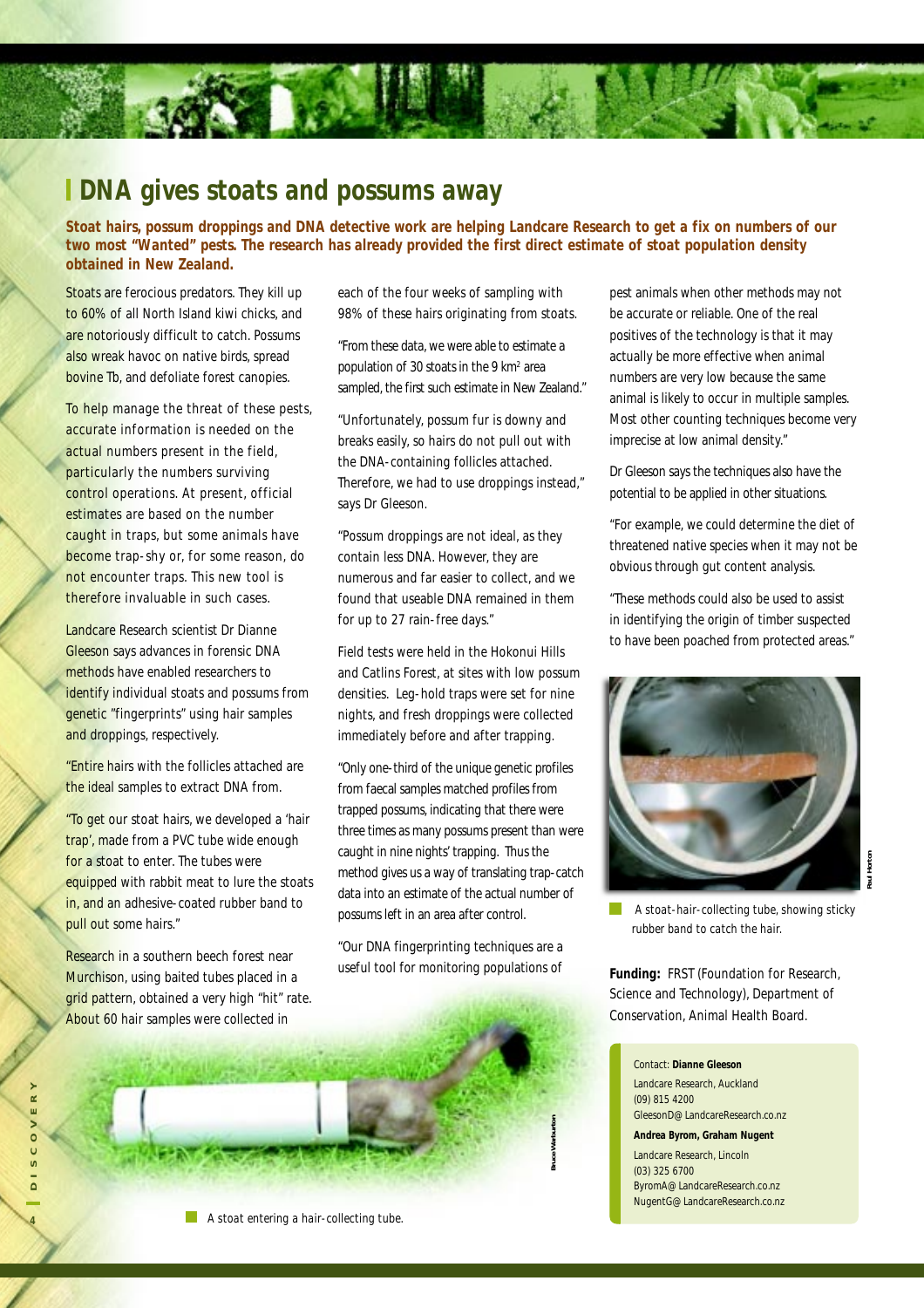# DNA gives stoats and possums away

**Stoat hairs, possum droppings and DNA detective work are helping Landcare Research to get a fix on numbers of our two most "Wanted" pests. The research has already provided the first direct estimate of stoat population density obtained in New Zealand.**

Stoats are ferocious predators. They kill up to 60% of all North Island kiwi chicks, and are notoriously difficult to catch. Possums also wreak havoc on native birds, spread bovine Tb, and defoliate forest canopies.

To help manage the threat of these pests, accurate information is needed on the actual numbers present in the field, particularly the numbers surviving control operations. At present, official estimates are based on the number caught in traps, but some animals have become trap-shy or, for some reason, do not encounter traps. This new tool is therefore invaluable in such cases.

Landcare Research scientist Dr Dianne Gleeson says advances in forensic DNA methods have enabled researchers to identify individual stoats and possums from genetic "fingerprints" using hair samples and droppings, respectively.

"Entire hairs with the follicles attached are the ideal samples to extract DNA from.

"To get our stoat hairs, we developed a 'hair trap', made from a PVC tube wide enough for a stoat to enter. The tubes were equipped with rabbit meat to lure the stoats in, and an adhesive-coated rubber band to pull out some hairs."

Research in a southern beech forest near Murchison, using baited tubes placed in a grid pattern, obtained a very high "hit" rate. About 60 hair samples were collected in each of the four weeks of sampling with 98% of these hairs originating from stoats.

"From these data, we were able to estimate a population of 30 stoats in the 9 km$^2$ area sampled, the first such estimate in New Zealand."

"Unfortunately, possum fur is downy and breaks easily, so hairs do not pull out with the DNA-containing follicles attached. Therefore, we had to use droppings instead," says Dr Gleeson.

"Possum droppings are not ideal, as they contain less DNA. However, they are numerous and far easier to collect, and we found that useable DNA remained in them for up to 27 rain-free days."

Field tests were held in the Hokonui Hills and Catlins Forest, at sites with low possum densities. Leg-hold traps were set for nine nights, and fresh droppings were collected immediately before and after trapping.

"Only one-third of the unique genetic profiles from faecal samples matched profiles from trapped possums, indicating that there were three times as many possums present than were caught in nine nights' trapping. Thus the method gives us a way of translating trap-catch data into an estimate of the actual number of possums left in an area after control.

"Our DNA fingerprinting techniques are a useful tool for monitoring populations of pest animals when other methods may not be accurate or reliable. One of the real positives of the technology is that it may actually be more effective when animal numbers are very low because the same animal is likely to occur in multiple samples. Most other counting techniques become very imprecise at low animal density."

Dr Gleeson says the techniques also have the potential to be applied in other situations.

"For example, we could determine the diet of threatened native species when it may not be obvious through gut content analysis.

"These methods could also be used to assist in identifying the origin of timber suspected to have been poached from protected areas."

A stoat-hair-collecting tube, showing sticky rubber band to catch the hair.

A stoat entering a hair-collecting tube.

**Funding:** FRST (Foundation for Research, Science and Technology), Department of Conservation, Animal Health Board.

Contact: **Dianne Gleeson**
Landcare Research, Auckland
(09) 815 4200
GleesonD@LandcareResearch.co.nz

**Andrea Byrom, Graham Nugent**
Landcare Research, Lincoln
(03) 325 6700
ByromA@LandcareResearch.co.nz
NugentG@LandcareResearch.co.nz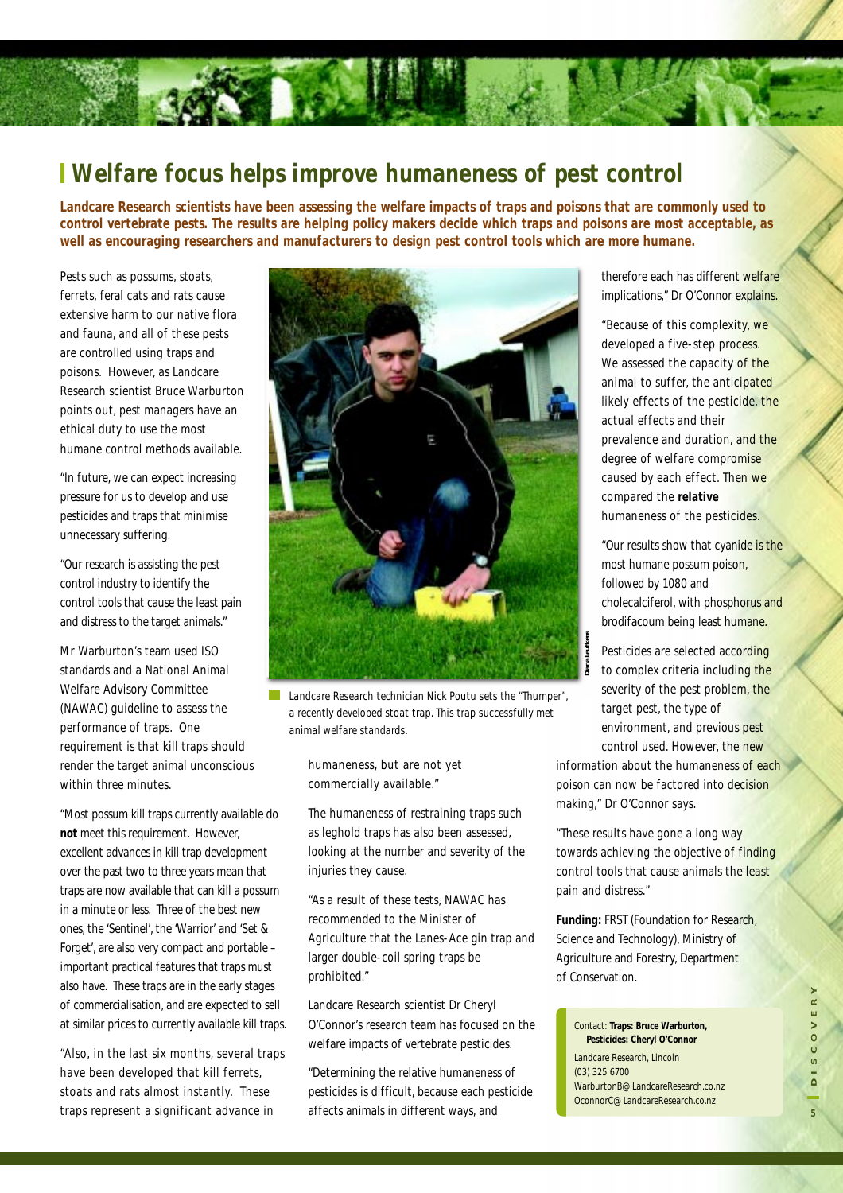# Welfare focus helps improve humaneness of pest control

**Landcare Research scientists have been assessing the welfare impacts of traps and poisons that are commonly used to control vertebrate pests. The results are helping policy makers decide which traps and poisons are most acceptable, as well as encouraging researchers and manufacturers to design pest control tools which are more humane.**

Pests such as possums, stoats, ferrets, feral cats and rats cause extensive harm to our native flora and fauna, and all of these pests are controlled using traps and poisons. However, as Landcare Research scientist Bruce Warburton points out, pest managers have an ethical duty to use the most humane control methods available.

"In future, we can expect increasing pressure for us to develop and use pesticides and traps that minimise unnecessary suffering.

"Our research is assisting the pest control industry to identify the control tools that cause the least pain and distress to the target animals."

Mr Warburton's team used ISO standards and a National Animal Welfare Advisory Committee (NAWAC) guideline to assess the performance of traps. One requirement is that kill traps should render the target animal unconscious within three minutes.

"Most possum kill traps currently available do **not** meet this requirement. However, excellent advances in kill trap development over the past two to three years mean that traps are now available that can kill a possum in a minute or less. Three of the best new ones, the 'Sentinel', the 'Warrior' and 'Set & Forget', are also very compact and portable – important practical features that traps must also have. These traps are in the early stages of commercialisation, and are expected to sell at similar prices to currently available kill traps.

"Also, in the last six months, several traps have been developed that kill ferrets, stoats and rats almost instantly. These traps represent a significant advance in humaneness, but are not yet commercially available."

Landcare Research technician Nick Poutu sets the "Thumper", a recently developed stoat trap. This trap successfully met animal welfare standards.

The humaneness of restraining traps such as leghold traps has also been assessed, looking at the number and severity of the injuries they cause.

"As a result of these tests, NAWAC has recommended to the Minister of Agriculture that the Lanes-Ace gin trap and larger double-coil spring traps be prohibited."

Landcare Research scientist Dr Cheryl O'Connor's research team has focused on the welfare impacts of vertebrate pesticides.

"Determining the relative humaneness of pesticides is difficult, because each pesticide affects animals in different ways, and therefore each has different welfare implications," Dr O'Connor explains.

"Because of this complexity, we developed a five-step process. We assessed the capacity of the animal to suffer, the anticipated likely effects of the pesticide, the actual effects and their prevalence and duration, and the degree of welfare compromise caused by each effect. Then we compared the **relative** humaneness of the pesticides.

"Our results show that cyanide is the most humane possum poison, followed by 1080 and cholecalciferol, with phosphorus and brodifacoum being least humane.

Pesticides are selected according to complex criteria including the severity of the pest problem, the target pest, the type of environment, and previous pest control used. However, the new information about the humaneness of each poison can now be factored into decision making," Dr O'Connor says.

"These results have gone a long way towards achieving the objective of finding control tools that cause animals the least pain and distress."

**Funding:** FRST (Foundation for Research, Science and Technology), Ministry of Agriculture and Forestry, Department of Conservation.

Contact: **Traps: Bruce Warburton, Pesticides: Cheryl O'Connor**
Landcare Research, Lincoln
(03) 325 6700
WarburtonB@LandcareResearch.co.nz
OconnorC@LandcareResearch.co.nz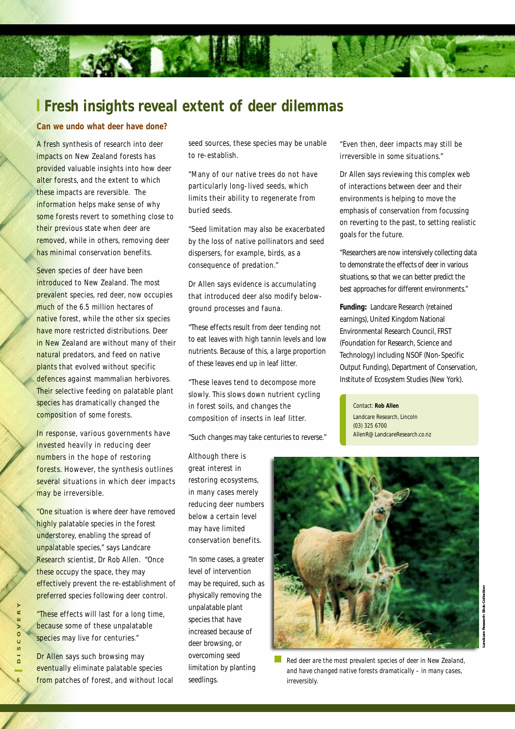# Fresh insights reveal extent of deer dilemmas

**Can we undo what deer have done?**

A fresh synthesis of research into deer impacts on New Zealand forests has provided valuable insights into how deer alter forests, and the extent to which these impacts are reversible. The information helps make sense of why some forests revert to something close to their previous state when deer are removed, while in others, removing deer has minimal conservation benefits.

Seven species of deer have been introduced to New Zealand. The most prevalent species, red deer, now occupies much of the 6.5 million hectares of native forest, while the other six species have more restricted distributions. Deer in New Zealand are without many of their natural predators, and feed on native plants that evolved without specific defences against mammalian herbivores. Their selective feeding on palatable plant species has dramatically changed the composition of some forests.

In response, various governments have invested heavily in reducing deer numbers in the hope of restoring forests. However, the synthesis outlines several situations in which deer impacts may be irreversible.

"One situation is where deer have removed highly palatable species in the forest understorey, enabling the spread of unpalatable species," says Landcare Research scientist, Dr Rob Allen. "Once these occupy the space, they may effectively prevent the re-establishment of preferred species following deer control.

"These effects will last for a long time, because some of these unpalatable species may live for centuries."

Dr Allen says such browsing may eventually eliminate palatable species from patches of forest, and without local seed sources, these species may be unable to re-establish.

"Many of our native trees do not have particularly long-lived seeds, which limits their ability to regenerate from buried seeds.

"Seed limitation may also be exacerbated by the loss of native pollinators and seed dispersers, for example, birds, as a consequence of predation."

Dr Allen says evidence is accumulating that introduced deer also modify below-ground processes and fauna.

"These effects result from deer tending not to eat leaves with high tannin levels and low nutrients. Because of this, a large proportion of these leaves end up in leaf litter.

"These leaves tend to decompose more slowly. This slows down nutrient cycling in forest soils, and changes the composition of insects in leaf litter.

"Such changes may take centuries to reverse."

Although there is great interest in restoring ecosystems, in many cases merely reducing deer numbers below a certain level may have limited conservation benefits.

"In some cases, a greater level of intervention may be required, such as physically removing the unpalatable plant species that have increased because of deer browsing, or overcoming seed limitation by planting seedlings.

"Even then, deer impacts may still be irreversible in some situations."

Dr Allen says reviewing this complex web of interactions between deer and their environments is helping to move the emphasis of conservation from focussing on reverting to the past, to setting realistic goals for the future.

"Researchers are now intensively collecting data to demonstrate the effects of deer in various situations, so that we can better predict the best approaches for different environments."

**Funding:** Landcare Research (retained earnings), United Kingdom National Environmental Research Council, FRST (Foundation for Research, Science and Technology) including NSOF (Non-Specific Output Funding), Department of Conservation, Institute of Ecosystem Studies (New York).

Contact: **Rob Allen**
Landcare Research, Lincoln
(03) 325 6700
AllenR@LandcareResearch.co.nz

Landcare Research Slide Collection

Red deer are the most prevalent species of deer in New Zealand, and have changed native forests dramatically – in many cases, irreversibly.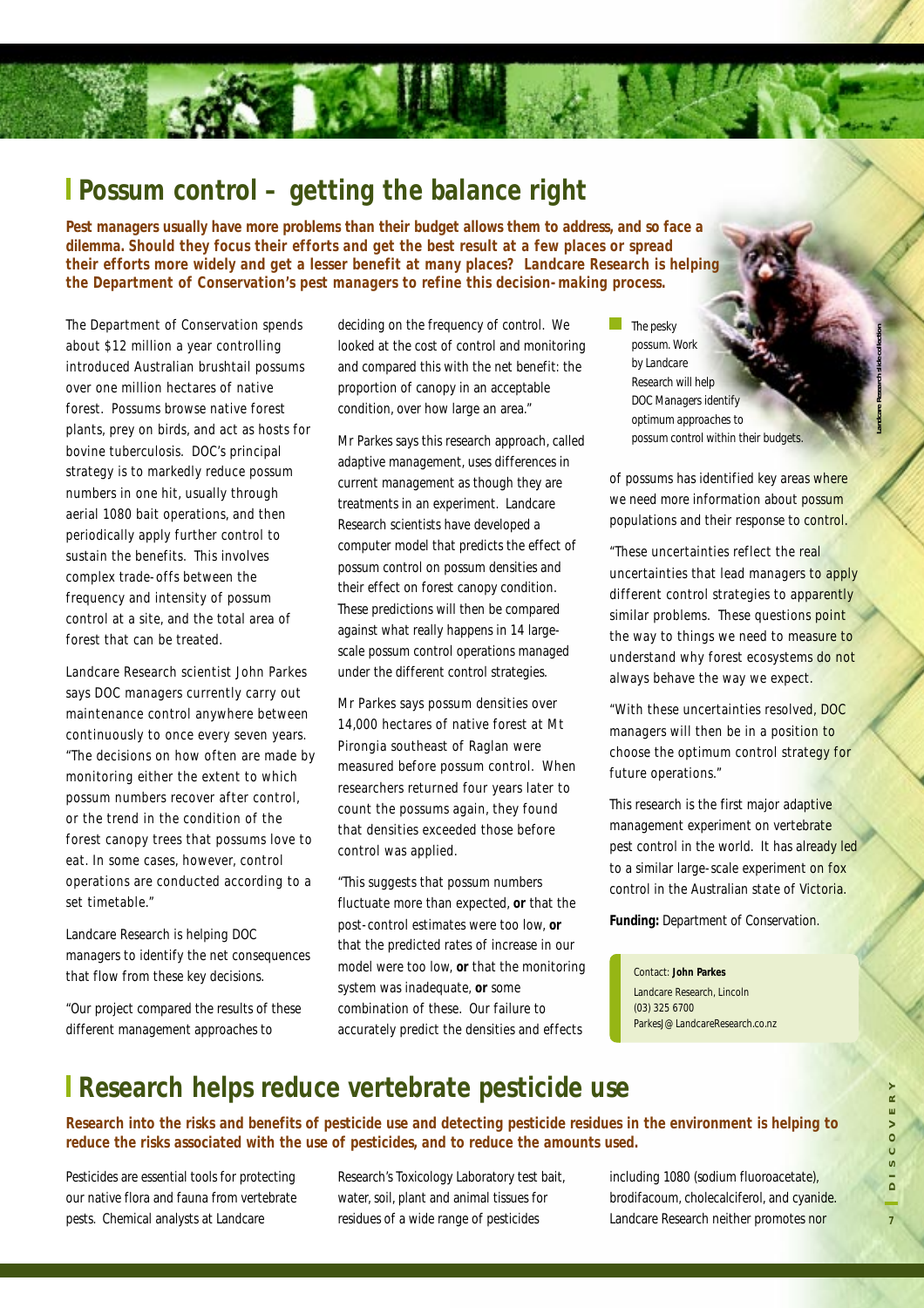## Possum control – getting the balance right

**Pest managers usually have more problems than their budget allows them to address, and so face a dilemma. Should they focus their efforts and get the best result at a few places or spread their efforts more widely and get a lesser benefit at many places? Landcare Research is helping the Department of Conservation's pest managers to refine this decision-making process.**

The Department of Conservation spends about $12 million a year controlling introduced Australian brushtail possums over one million hectares of native forest. Possums browse native forest plants, prey on birds, and act as hosts for bovine tuberculosis. DOC's principal strategy is to markedly reduce possum numbers in one hit, usually through aerial 1080 bait operations, and then periodically apply further control to sustain the benefits. This involves complex trade-offs between the frequency and intensity of possum control at a site, and the total area of forest that can be treated.

Landcare Research scientist John Parkes says DOC managers currently carry out maintenance control anywhere between continuously to once every seven years. "The decisions on how often are made by monitoring either the extent to which possum numbers recover after control, or the trend in the condition of the forest canopy trees that possums love to eat. In some cases, however, control operations are conducted according to a set timetable."

Landcare Research is helping DOC managers to identify the net consequences that flow from these key decisions.

"Our project compared the results of these different management approaches to deciding on the frequency of control. We looked at the cost of control and monitoring and compared this with the net benefit: the proportion of canopy in an acceptable condition, over how large an area."

Mr Parkes says this research approach, called adaptive management, uses differences in current management as though they are treatments in an experiment. Landcare Research scientists have developed a computer model that predicts the effect of possum control on possum densities and their effect on forest canopy condition. These predictions will then be compared against what really happens in 14 large-scale possum control operations managed under the different control strategies.

Mr Parkes says possum densities over 14,000 hectares of native forest at Mt Pirongia southeast of Raglan were measured before possum control. When researchers returned four years later to count the possums again, they found that densities exceeded those before control was applied.

"This suggests that possum numbers fluctuate more than expected, **or** that the post-control estimates were too low, **or** that the predicted rates of increase in our model were too low, **or** that the monitoring system was inadequate, **or** some combination of these. Our failure to accurately predict the densities and effects of possums has identified key areas where we need more information about possum populations and their response to control.

"These uncertainties reflect the real uncertainties that lead managers to apply different control strategies to apparently similar problems. These questions point the way to things we need to measure to understand why forest ecosystems do not always behave the way we expect.

"With these uncertainties resolved, DOC managers will then be in a position to choose the optimum control strategy for future operations."

This research is the first major adaptive management experiment on vertebrate pest control in the world. It has already led to a similar large-scale experiment on fox control in the Australian state of Victoria.

**Funding:** Department of Conservation.

The pesky possum. Work by Landcare Research will help DOC Managers identify optimum approaches to possum control within their budgets.

Landcare Research slide collection

Contact: **John Parkes**
Landcare Research, Lincoln
(03) 325 6700
ParkesJ@LandcareResearch.co.nz

## Research helps reduce vertebrate pesticide use

**Research into the risks and benefits of pesticide use and detecting pesticide residues in the environment is helping to reduce the risks associated with the use of pesticides, and to reduce the amounts used.**

Pesticides are essential tools for protecting our native flora and fauna from vertebrate pests. Chemical analysts at Landcare Research's Toxicology Laboratory test bait, water, soil, plant and animal tissues for residues of a wide range of pesticides including 1080 (sodium fluoroacetate), brodifacoum, cholecalciferol, and cyanide. Landcare Research neither promotes nor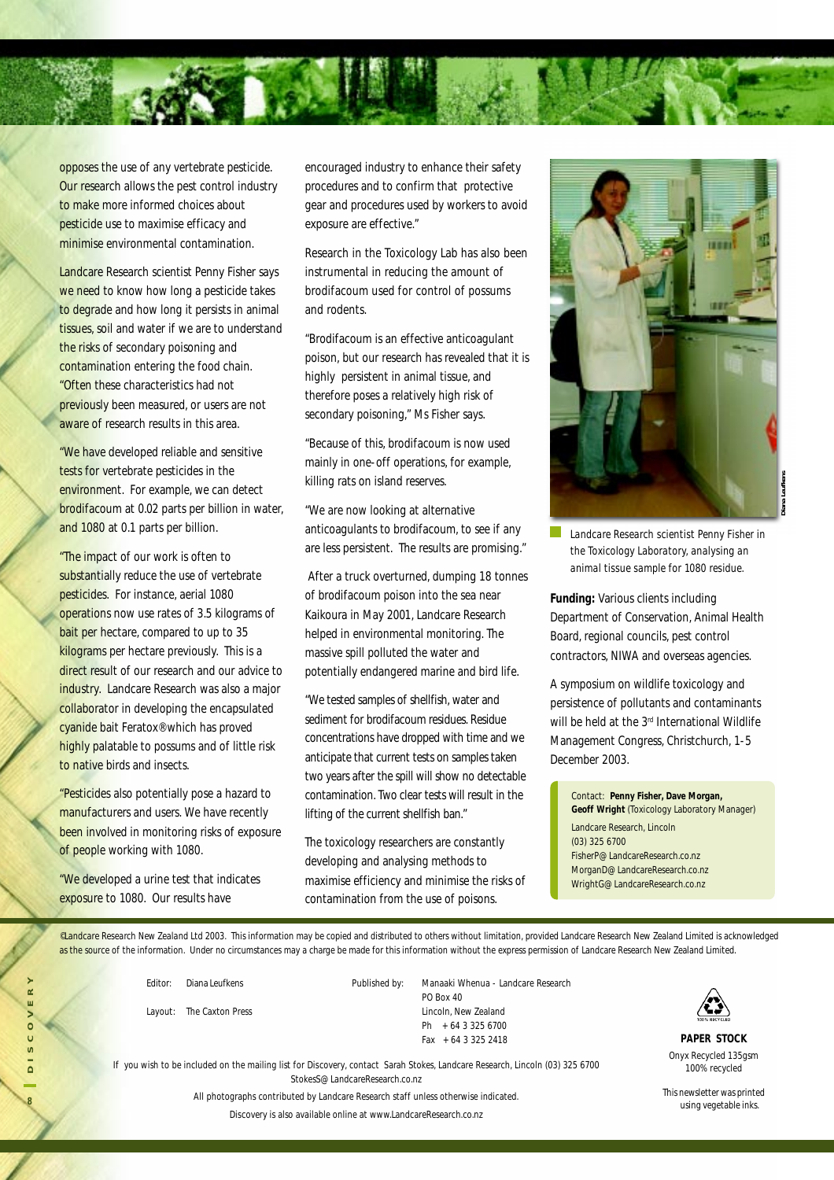opposes the use of any vertebrate pesticide. Our research allows the pest control industry to make more informed choices about pesticide use to maximise efficacy and minimise environmental contamination.

Landcare Research scientist Penny Fisher says we need to know how long a pesticide takes to degrade and how long it persists in animal tissues, soil and water if we are to understand the risks of secondary poisoning and contamination entering the food chain. "Often these characteristics had not previously been measured, or users are not aware of research results in this area.

"We have developed reliable and sensitive tests for vertebrate pesticides in the environment. For example, we can detect brodifacoum at 0.02 parts per billion in water, and 1080 at 0.1 parts per billion.

"The impact of our work is often to substantially reduce the use of vertebrate pesticides. For instance, aerial 1080 operations now use rates of 3.5 kilograms of bait per hectare, compared to up to 35 kilograms per hectare previously. This is a direct result of our research and our advice to industry. Landcare Research was also a major collaborator in developing the encapsulated cyanide bait Feratox® which has proved highly palatable to possums and of little risk to native birds and insects.

"Pesticides also potentially pose a hazard to manufacturers and users. We have recently been involved in monitoring risks of exposure of people working with 1080.

"We developed a urine test that indicates exposure to 1080. Our results have encouraged industry to enhance their safety procedures and to confirm that protective gear and procedures used by workers to avoid exposure are effective."

Research in the Toxicology Lab has also been instrumental in reducing the amount of brodifacoum used for control of possums and rodents.

"Brodifacoum is an effective anticoagulant poison, but our research has revealed that it is highly persistent in animal tissue, and therefore poses a relatively high risk of secondary poisoning," Ms Fisher says.

"Because of this, brodifacoum is now used mainly in one-off operations, for example, killing rats on island reserves.

"We are now looking at alternative anticoagulants to brodifacoum, to see if any are less persistent. The results are promising."

After a truck overturned, dumping 18 tonnes of brodifacoum poison into the sea near Kaikoura in May 2001, Landcare Research helped in environmental monitoring. The massive spill polluted the water and potentially endangered marine and bird life.

"We tested samples of shellfish, water and sediment for brodifacoum residues. Residue concentrations have dropped with time and we anticipate that current tests on samples taken two years after the spill will show no detectable contamination. Two clear tests will result in the lifting of the current shellfish ban."

The toxicology researchers are constantly developing and analysing methods to maximise efficiency and minimise the risks of contamination from the use of poisons.

*Landcare Research scientist Penny Fisher in the Toxicology Laboratory, analysing an animal tissue sample for 1080 residue.*

Diana Leufkens

**Funding:** Various clients including Department of Conservation, Animal Health Board, regional councils, pest control contractors, NIWA and overseas agencies.

A symposium on wildlife toxicology and persistence of pollutants and contaminants will be held at the 3rd International Wildlife Management Congress, Christchurch, 1-5 December 2003.

Contact: **Penny Fisher, Dave Morgan, Geoff Wright** (Toxicology Laboratory Manager)
Landcare Research, Lincoln
(03) 325 6700
FisherP@LandcareResearch.co.nz
MorganD@LandcareResearch.co.nz
WrightG@LandcareResearch.co.nz

©Landcare Research New Zealand Ltd 2003. This information may be copied and distributed to others without limitation, provided Landcare Research New Zealand Limited is acknowledged as the source of the information. Under no circumstances may a charge be made for this information without the express permission of Landcare Research New Zealand Limited.

Editor: Diana Leufkens
Layout: The Caxton Press

Published by: Manaaki Whenua - Landcare Research
PO Box 40
Lincoln, New Zealand
Ph +64 3 325 6700
Fax +64 3 325 2418

**PAPER STOCK**
Onyx Recycled 135gsm
100% recycled

This newsletter was printed using vegetable inks.

If you wish to be included on the mailing list for Discovery, contact Sarah Stokes, Landcare Research, Lincoln (03) 325 6700 StokesS@LandcareResearch.co.nz

All photographs contributed by Landcare Research staff unless otherwise indicated.

Discovery is also available online at www.LandcareResearch.co.nz